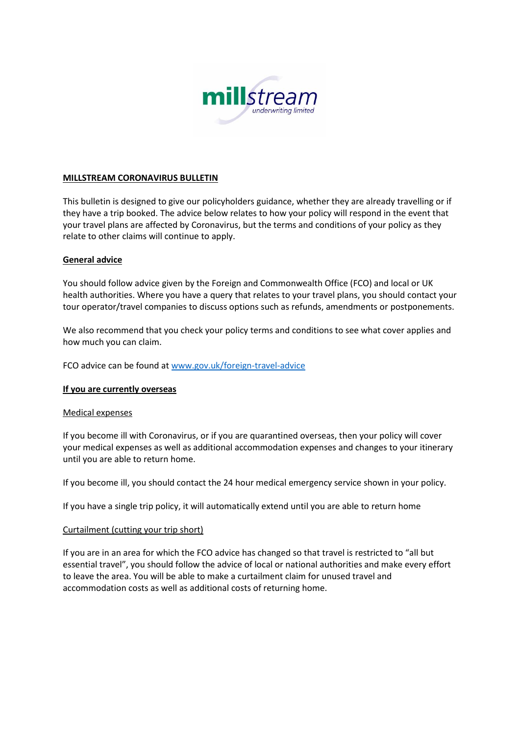# MILLSTREAM CORONAVIRUS BULLETIN

This bulletin is designed to give our policyholders guidance, whether they are already travelling or if they have a trip booked. The advice below relates to how your policy will respond in the event that your travel plans are affected by Coronavirus, but the terms and conditions of your policy as they relate to other claims will continue to apply.

## General advice

You should follow advice given by the Foreign and Commonwealth Office (FCO) and local or UK health authorities. Where you have a query that relates to your travel plans, you should contact your tour operator/travel companies to discuss options such as refunds, amendments or postponements.

We also recommend that you check your policy terms and conditions to see what cover applies and how much you can claim.

FCO advice can be found at [www.gov.uk/foreign-travel-advice](http://www.gov.uk/foreign-travel-advice)

## If you are currently overseas

### Medical expenses

If you become ill with Coronavirus, or if you are quarantined overseas, then your policy will cover your medical expenses as well as additional accommodation expenses and changes to your itinerary until you are able to return home.

If you become ill, you should contact the 24 hour medical emergency service shown in your policy.

If you have a single trip policy, it will automatically extend until you are able to return home

### Curtailment (cutting your trip short)

If you are in an area for which the FCO advice has changed so that travel is restricted to "all but essential travel", you should follow the advice of local or national authorities and make every effort to leave the area. You will be able to make a curtailment claim for unused travel and accommodation costs as well as additional costs of returning home.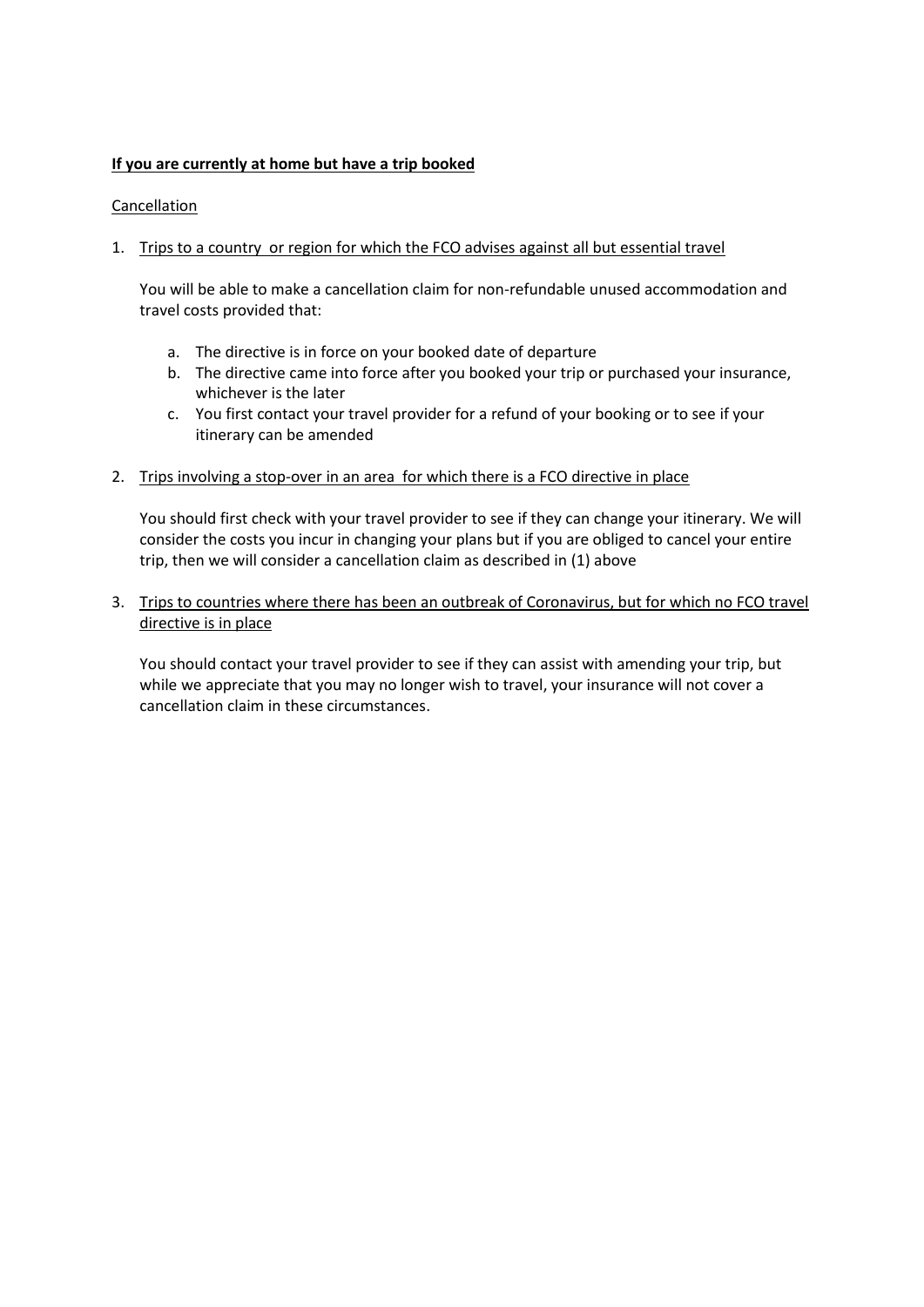**<u>If you are currently at home but have a trip booked</u>**

<u>Cancellation</u>

1. <u>Trips to a country or region for which the FCO advises against all but essential travel</u>

   You will be able to make a cancellation claim for non-refundable unused accommodation and travel costs provided that:

   a. The directive is in force on your booked date of departure
   b. The directive came into force after you booked your trip or purchased your insurance, whichever is the later
   c. You first contact your travel provider for a refund of your booking or to see if your itinerary can be amended

2. <u>Trips involving a stop-over in an area for which there is a FCO directive in place</u>

   You should first check with your travel provider to see if they can change your itinerary. We will consider the costs you incur in changing your plans but if you are obliged to cancel your entire trip, then we will consider a cancellation claim as described in (1) above

3. <u>Trips to countries where there has been an outbreak of Coronavirus, but for which no FCO travel directive is in place</u>

   You should contact your travel provider to see if they can assist with amending your trip, but while we appreciate that you may no longer wish to travel, your insurance will not cover a cancellation claim in these circumstances.